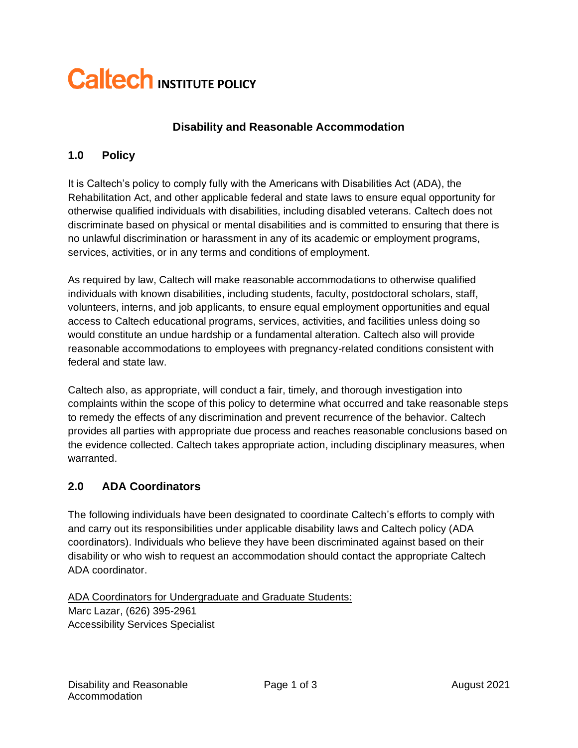# Caltech INSTITUTE POLICY

## Disability and Reasonable Accommodation

## 1.0 Policy

It is Caltech's policy to comply fully with the Americans with Disabilities Act (ADA), the Rehabilitation Act, and other applicable federal and state laws to ensure equal opportunity for otherwise qualified individuals with disabilities, including disabled veterans. Caltech does not discriminate based on physical or mental disabilities and is committed to ensuring that there is no unlawful discrimination or harassment in any of its academic or employment programs, services, activities, or in any terms and conditions of employment.

As required by law, Caltech will make reasonable accommodations to otherwise qualified individuals with known disabilities, including students, faculty, postdoctoral scholars, staff, volunteers, interns, and job applicants, to ensure equal employment opportunities and equal access to Caltech educational programs, services, activities, and facilities unless doing so would constitute an undue hardship or a fundamental alteration. Caltech also will provide reasonable accommodations to employees with pregnancy-related conditions consistent with federal and state law.

Caltech also, as appropriate, will conduct a fair, timely, and thorough investigation into complaints within the scope of this policy to determine what occurred and take reasonable steps to remedy the effects of any discrimination and prevent recurrence of the behavior. Caltech provides all parties with appropriate due process and reaches reasonable conclusions based on the evidence collected. Caltech takes appropriate action, including disciplinary measures, when warranted.

## 2.0 ADA Coordinators

The following individuals have been designated to coordinate Caltech's efforts to comply with and carry out its responsibilities under applicable disability laws and Caltech policy (ADA coordinators). Individuals who believe they have been discriminated against based on their disability or who wish to request an accommodation should contact the appropriate Caltech ADA coordinator.

<u>ADA Coordinators for Undergraduate and Graduate Students:</u>
Marc Lazar, (626) 395-2961
Accessibility Services Specialist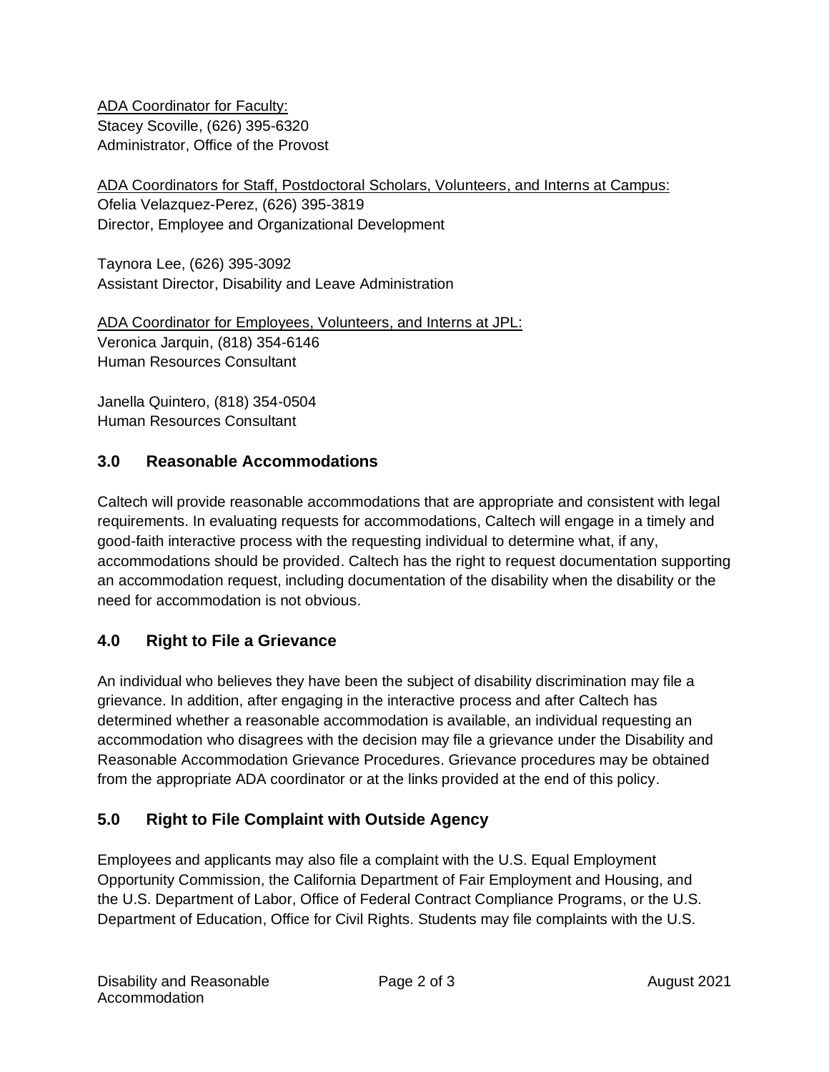<u>ADA Coordinator for Faculty:</u>
Stacey Scoville, (626) 395-6320
Administrator, Office of the Provost

<u>ADA Coordinators for Staff, Postdoctoral Scholars, Volunteers, and Interns at Campus:</u>
Ofelia Velazquez-Perez, (626) 395-3819
Director, Employee and Organizational Development

Taynora Lee, (626) 395-3092
Assistant Director, Disability and Leave Administration

<u>ADA Coordinator for Employees, Volunteers, and Interns at JPL:</u>
Veronica Jarquin, (818) 354-6146
Human Resources Consultant

Janella Quintero, (818) 354-0504
Human Resources Consultant

## 3.0 Reasonable Accommodations

Caltech will provide reasonable accommodations that are appropriate and consistent with legal requirements. In evaluating requests for accommodations, Caltech will engage in a timely and good-faith interactive process with the requesting individual to determine what, if any, accommodations should be provided. Caltech has the right to request documentation supporting an accommodation request, including documentation of the disability when the disability or the need for accommodation is not obvious.

## 4.0 Right to File a Grievance

An individual who believes they have been the subject of disability discrimination may file a grievance. In addition, after engaging in the interactive process and after Caltech has determined whether a reasonable accommodation is available, an individual requesting an accommodation who disagrees with the decision may file a grievance under the Disability and Reasonable Accommodation Grievance Procedures. Grievance procedures may be obtained from the appropriate ADA coordinator or at the links provided at the end of this policy.

## 5.0 Right to File Complaint with Outside Agency

Employees and applicants may also file a complaint with the U.S. Equal Employment Opportunity Commission, the California Department of Fair Employment and Housing, and the U.S. Department of Labor, Office of Federal Contract Compliance Programs, or the U.S. Department of Education, Office for Civil Rights. Students may file complaints with the U.S.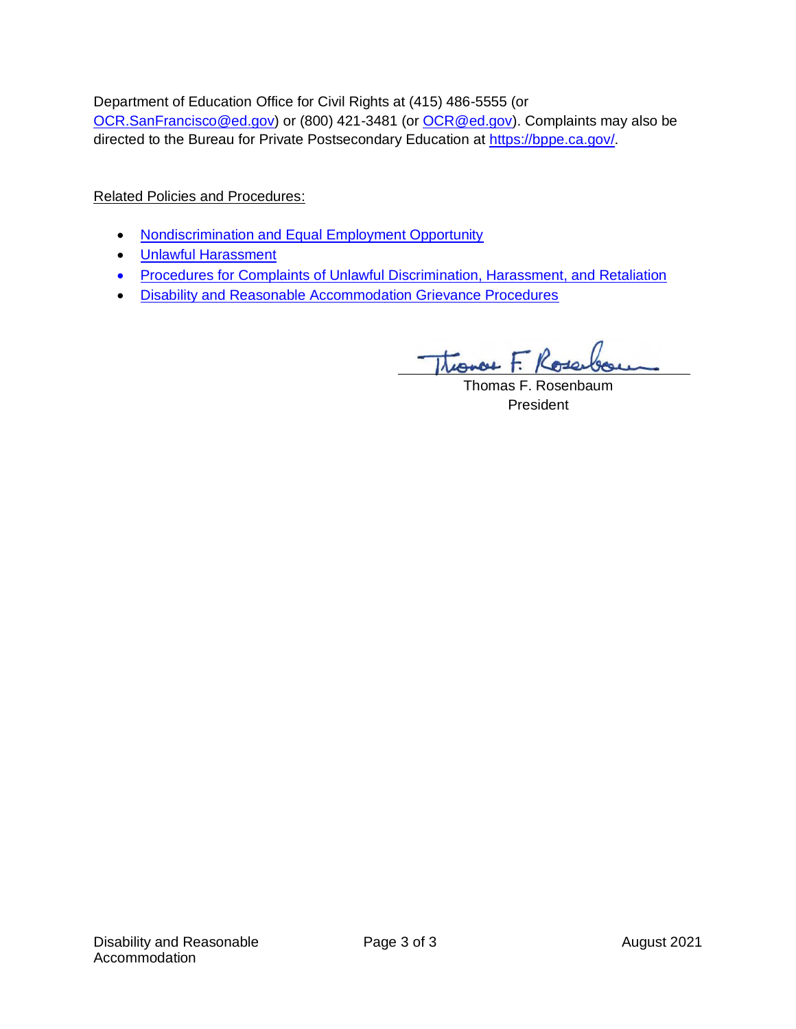Department of Education Office for Civil Rights at (415) 486-5555 (or OCR.SanFrancisco@ed.gov) or (800) 421-3481 (or OCR@ed.gov). Complaints may also be directed to the Bureau for Private Postsecondary Education at https://bppe.ca.gov/.

Related Policies and Procedures:

- Nondiscrimination and Equal Employment Opportunity
- Unlawful Harassment
- Procedures for Complaints of Unlawful Discrimination, Harassment, and Retaliation
- Disability and Reasonable Accommodation Grievance Procedures

Thomas F. Rosenbaum
President